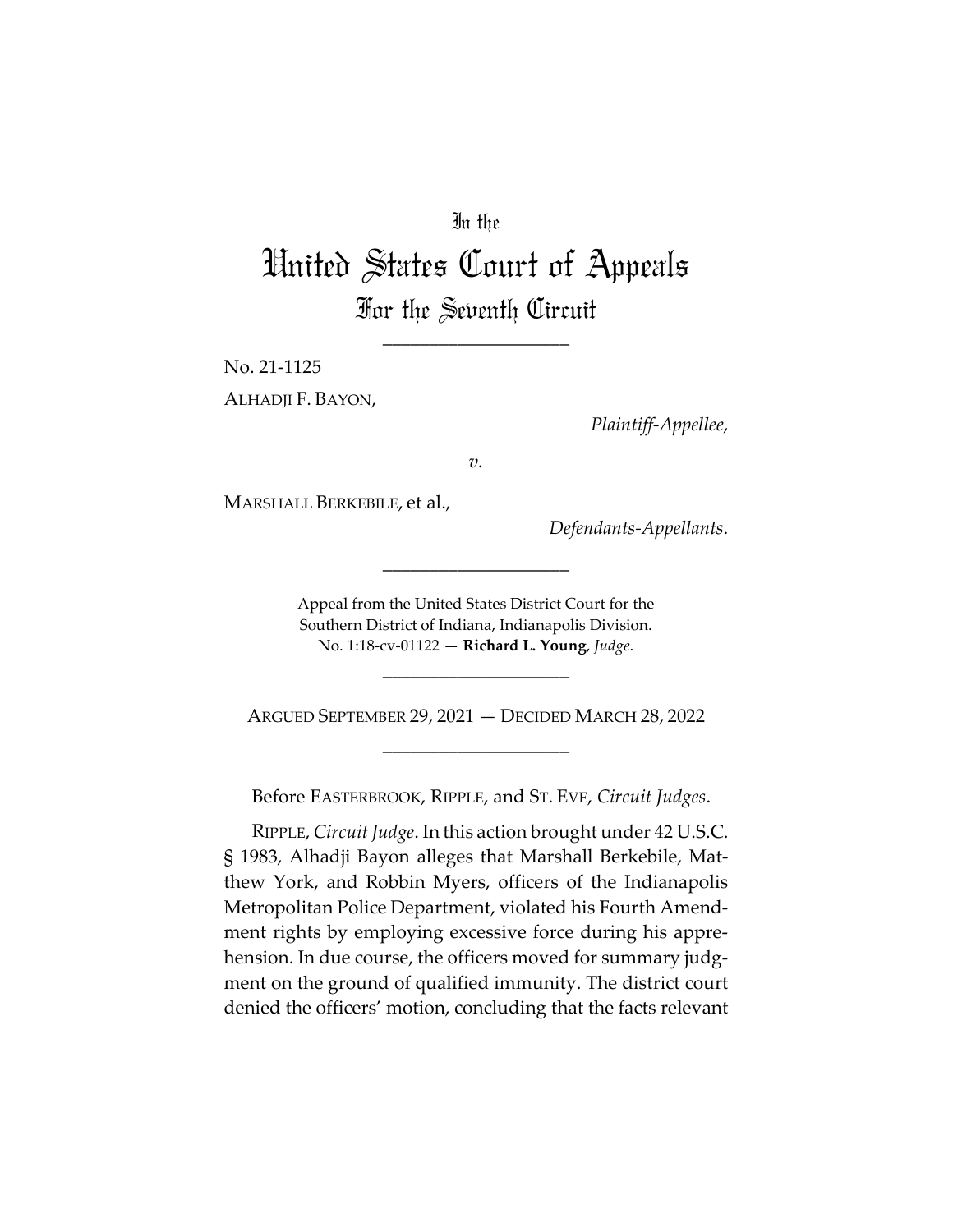In the

# United States Court of Appeals

## For the Seventh Circuit

____________________

No. 21-1125

ALHADJI F. BAYON,

*Plaintiff-Appellee*,

*v.*

MARSHALL BERKEBILE, et al.,

*Defendants-Appellants*.

____________________

Appeal from the United States District Court for the Southern District of Indiana, Indianapolis Division.
No. 1:18-cv-01122 — **Richard L. Young**, *Judge*.

____________________

ARGUED SEPTEMBER 29, 2021 — DECIDED MARCH 28, 2022

____________________

Before EASTERBROOK, RIPPLE, and ST. EVE, *Circuit Judges*.

RIPPLE, *Circuit Judge*. In this action brought under 42 U.S.C. § 1983, Alhadji Bayon alleges that Marshall Berkebile, Matthew York, and Robbin Myers, officers of the Indianapolis Metropolitan Police Department, violated his Fourth Amendment rights by employing excessive force during his apprehension. In due course, the officers moved for summary judgment on the ground of qualified immunity. The district court denied the officers' motion, concluding that the facts relevant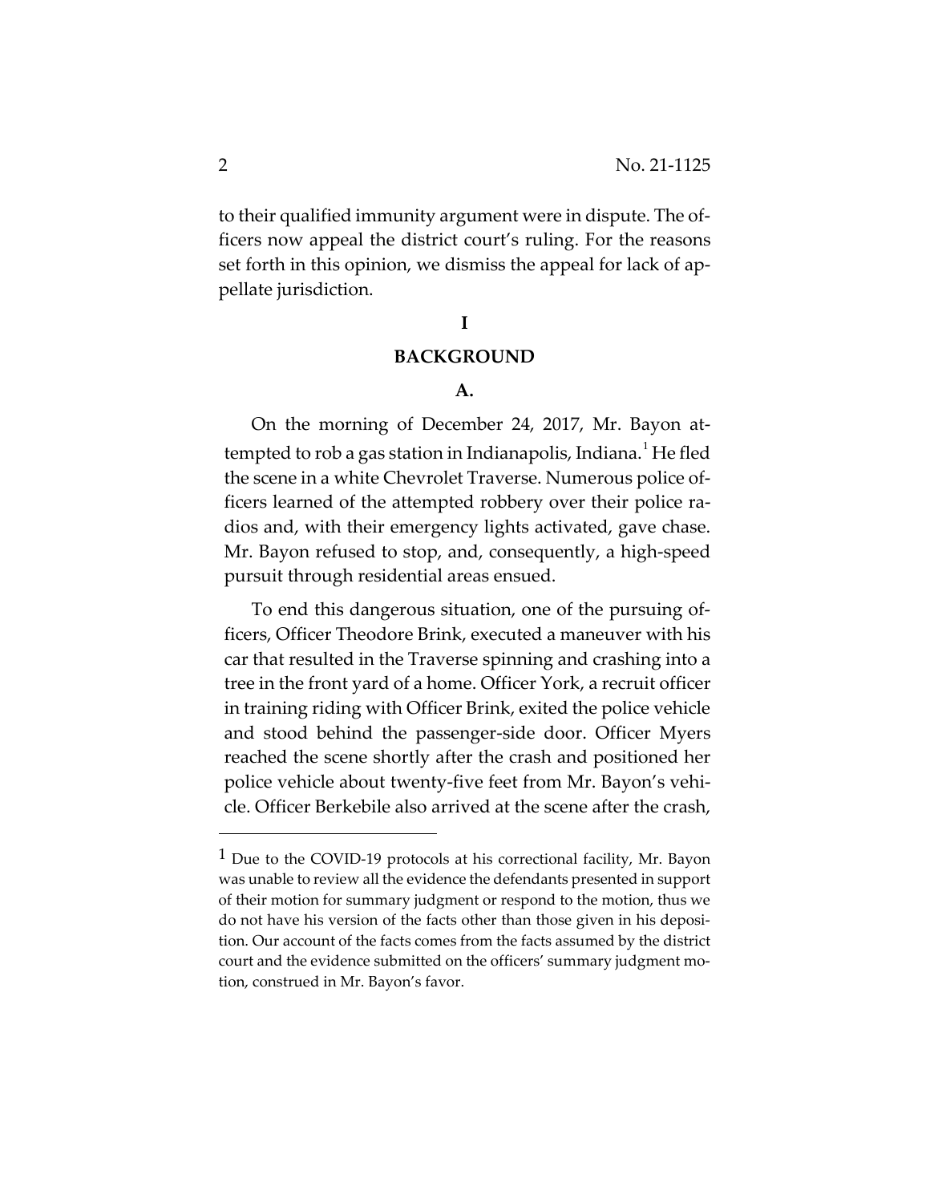to their qualified immunity argument were in dispute. The officers now appeal the district court's ruling. For the reasons set forth in this opinion, we dismiss the appeal for lack of appellate jurisdiction.

# I

# BACKGROUND

## A.

On the morning of December 24, 2017, Mr. Bayon attempted to rob a gas station in Indianapolis, Indiana.[1] He fled the scene in a white Chevrolet Traverse. Numerous police officers learned of the attempted robbery over their police radios and, with their emergency lights activated, gave chase. Mr. Bayon refused to stop, and, consequently, a high-speed pursuit through residential areas ensued.

To end this dangerous situation, one of the pursuing officers, Officer Theodore Brink, executed a maneuver with his car that resulted in the Traverse spinning and crashing into a tree in the front yard of a home. Officer York, a recruit officer in training riding with Officer Brink, exited the police vehicle and stood behind the passenger-side door. Officer Myers reached the scene shortly after the crash and positioned her police vehicle about twenty-five feet from Mr. Bayon's vehicle. Officer Berkebile also arrived at the scene after the crash,

[1] Due to the COVID-19 protocols at his correctional facility, Mr. Bayon was unable to review all the evidence the defendants presented in support of their motion for summary judgment or respond to the motion, thus we do not have his version of the facts other than those given in his deposition. Our account of the facts comes from the facts assumed by the district court and the evidence submitted on the officers' summary judgment motion, construed in Mr. Bayon's favor.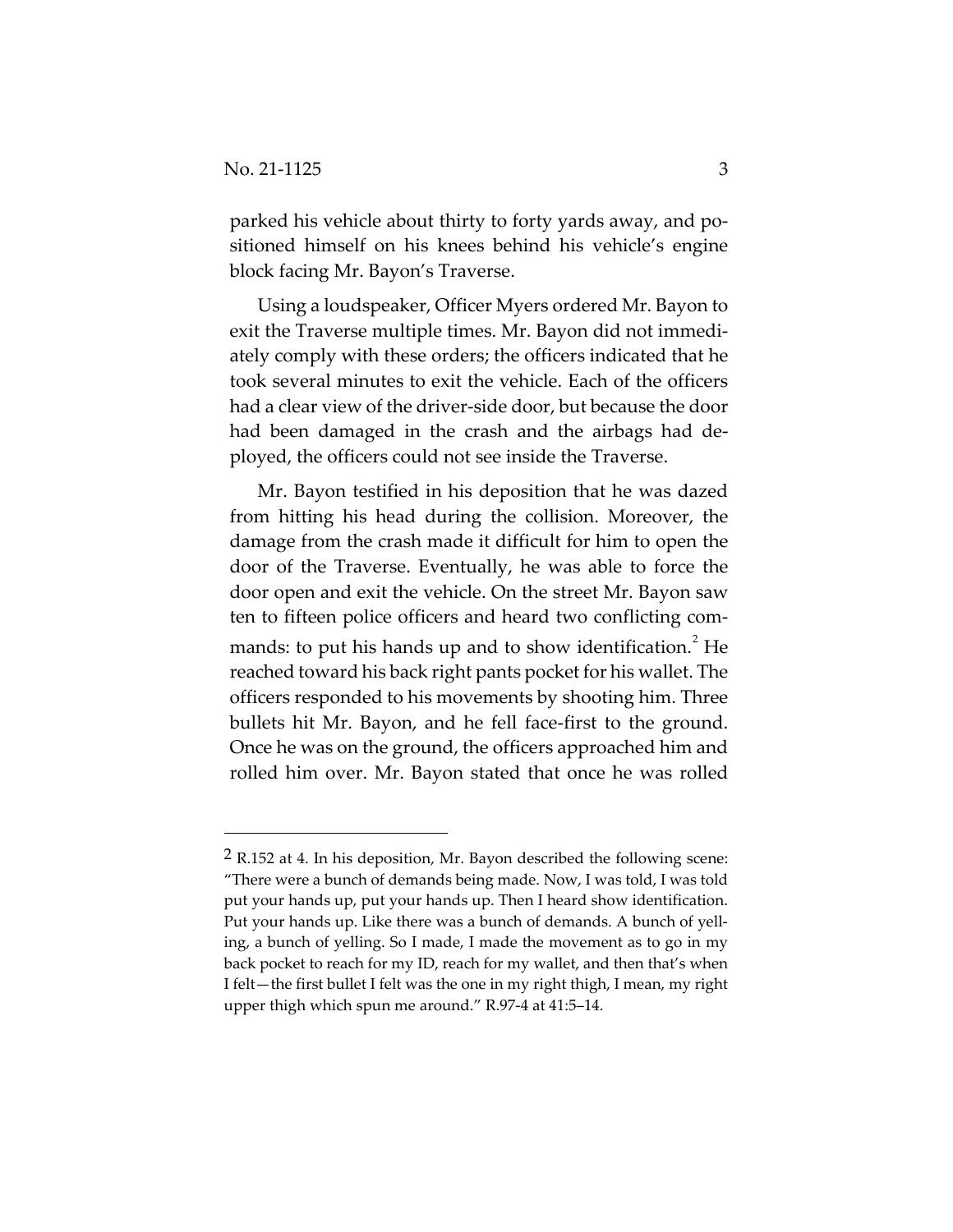parked his vehicle about thirty to forty yards away, and positioned himself on his knees behind his vehicle's engine block facing Mr. Bayon's Traverse.

Using a loudspeaker, Officer Myers ordered Mr. Bayon to exit the Traverse multiple times. Mr. Bayon did not immediately comply with these orders; the officers indicated that he took several minutes to exit the vehicle. Each of the officers had a clear view of the driver-side door, but because the door had been damaged in the crash and the airbags had deployed, the officers could not see inside the Traverse.

Mr. Bayon testified in his deposition that he was dazed from hitting his head during the collision. Moreover, the damage from the crash made it difficult for him to open the door of the Traverse. Eventually, he was able to force the door open and exit the vehicle. On the street Mr. Bayon saw ten to fifteen police officers and heard two conflicting commands: to put his hands up and to show identification.[2] He reached toward his back right pants pocket for his wallet. The officers responded to his movements by shooting him. Three bullets hit Mr. Bayon, and he fell face-first to the ground. Once he was on the ground, the officers approached him and rolled him over. Mr. Bayon stated that once he was rolled

---

[2] R.152 at 4. In his deposition, Mr. Bayon described the following scene: "There were a bunch of demands being made. Now, I was told, I was told put your hands up, put your hands up. Then I heard show identification. Put your hands up. Like there was a bunch of demands. A bunch of yelling, a bunch of yelling. So I made, I made the movement as to go in my back pocket to reach for my ID, reach for my wallet, and then that's when I felt—the first bullet I felt was the one in my right thigh, I mean, my right upper thigh which spun me around." R.97-4 at 41:5–14.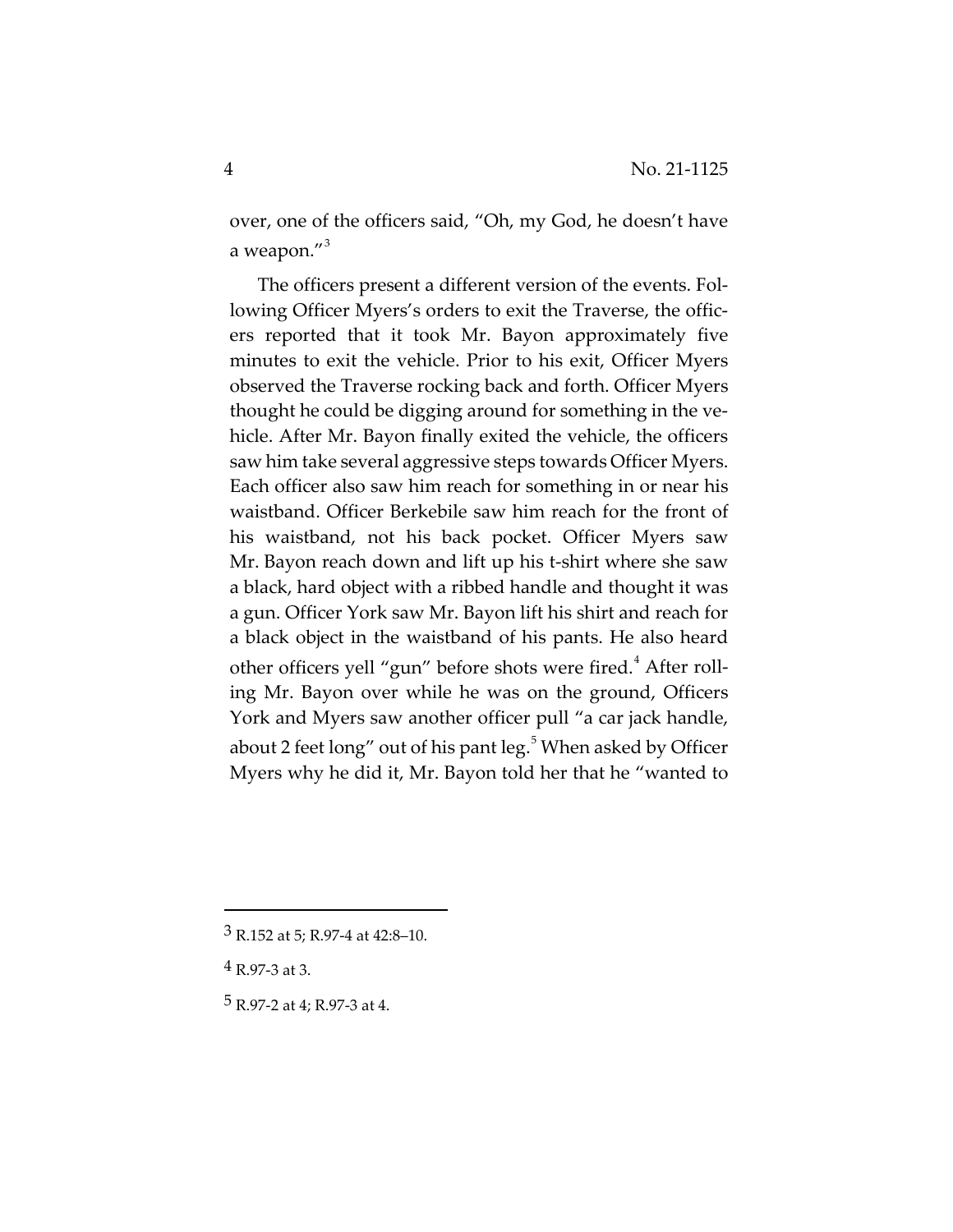over, one of the officers said, "Oh, my God, he doesn't have a weapon."[3]

The officers present a different version of the events. Following Officer Myers's orders to exit the Traverse, the officers reported that it took Mr. Bayon approximately five minutes to exit the vehicle. Prior to his exit, Officer Myers observed the Traverse rocking back and forth. Officer Myers thought he could be digging around for something in the vehicle. After Mr. Bayon finally exited the vehicle, the officers saw him take several aggressive steps towards Officer Myers. Each officer also saw him reach for something in or near his waistband. Officer Berkebile saw him reach for the front of his waistband, not his back pocket. Officer Myers saw Mr. Bayon reach down and lift up his t-shirt where she saw a black, hard object with a ribbed handle and thought it was a gun. Officer York saw Mr. Bayon lift his shirt and reach for a black object in the waistband of his pants. He also heard other officers yell "gun" before shots were fired.[4] After rolling Mr. Bayon over while he was on the ground, Officers York and Myers saw another officer pull "a car jack handle, about 2 feet long" out of his pant leg.[5] When asked by Officer Myers why he did it, Mr. Bayon told her that he "wanted to

---

[3] R.152 at 5; R.97-4 at 42:8–10.

[4] R.97-3 at 3.

[5] R.97-2 at 4; R.97-3 at 4.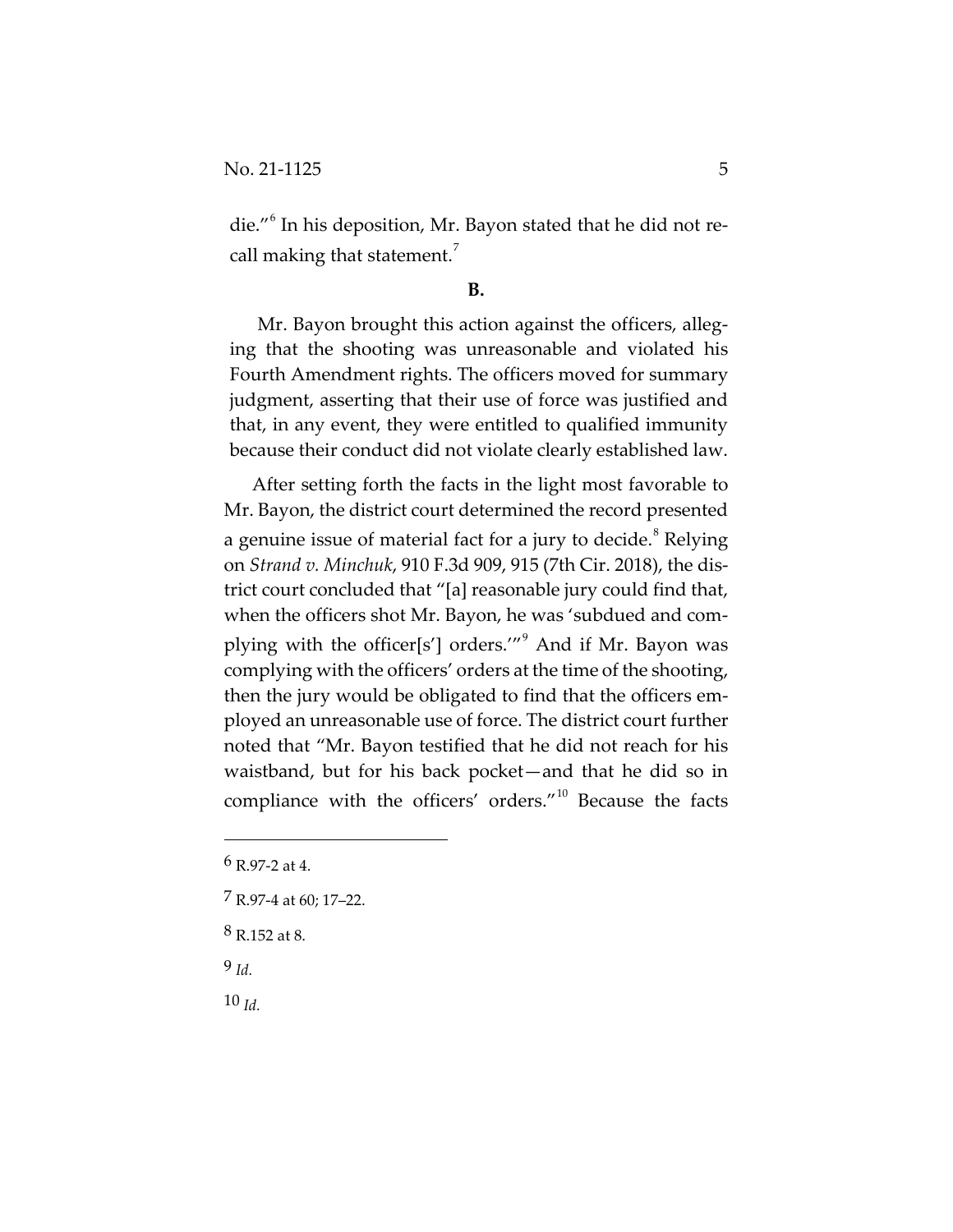die."[6] In his deposition, Mr. Bayon stated that he did not recall making that statement.[7]

**B.**

Mr. Bayon brought this action against the officers, alleging that the shooting was unreasonable and violated his Fourth Amendment rights. The officers moved for summary judgment, asserting that their use of force was justified and that, in any event, they were entitled to qualified immunity because their conduct did not violate clearly established law.

After setting forth the facts in the light most favorable to Mr. Bayon, the district court determined the record presented a genuine issue of material fact for a jury to decide.[8] Relying on *Strand v. Minchuk*, 910 F.3d 909, 915 (7th Cir. 2018), the district court concluded that "[a] reasonable jury could find that, when the officers shot Mr. Bayon, he was 'subdued and complying with the officer[s'] orders.'"[9] And if Mr. Bayon was complying with the officers' orders at the time of the shooting, then the jury would be obligated to find that the officers employed an unreasonable use of force. The district court further noted that "Mr. Bayon testified that he did not reach for his waistband, but for his back pocket—and that he did so in compliance with the officers' orders."[10] Because the facts

---

6 R.97-2 at 4.

7 R.97-4 at 60; 17–22.

8 R.152 at 8.

9 *Id.*

10 *Id.*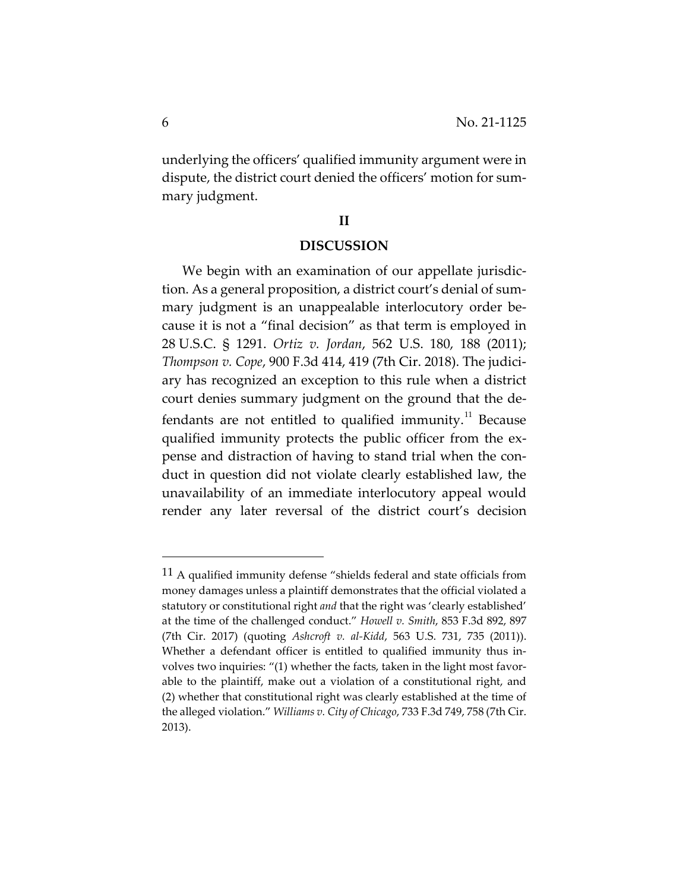underlying the officers' qualified immunity argument were in dispute, the district court denied the officers' motion for summary judgment.

## II

## DISCUSSION

We begin with an examination of our appellate jurisdiction. As a general proposition, a district court's denial of summary judgment is an unappealable interlocutory order because it is not a "final decision" as that term is employed in 28 U.S.C. § 1291. *Ortiz v. Jordan*, 562 U.S. 180, 188 (2011); *Thompson v. Cope*, 900 F.3d 414, 419 (7th Cir. 2018). The judiciary has recognized an exception to this rule when a district court denies summary judgment on the ground that the defendants are not entitled to qualified immunity.[11] Because qualified immunity protects the public officer from the expense and distraction of having to stand trial when the conduct in question did not violate clearly established law, the unavailability of an immediate interlocutory appeal would render any later reversal of the district court's decision

---

[11] A qualified immunity defense "shields federal and state officials from money damages unless a plaintiff demonstrates that the official violated a statutory or constitutional right *and* that the right was 'clearly established' at the time of the challenged conduct." *Howell v. Smith*, 853 F.3d 892, 897 (7th Cir. 2017) (quoting *Ashcroft v. al-Kidd*, 563 U.S. 731, 735 (2011)). Whether a defendant officer is entitled to qualified immunity thus involves two inquiries: "(1) whether the facts, taken in the light most favorable to the plaintiff, make out a violation of a constitutional right, and (2) whether that constitutional right was clearly established at the time of the alleged violation." *Williams v. City of Chicago*, 733 F.3d 749, 758 (7th Cir. 2013).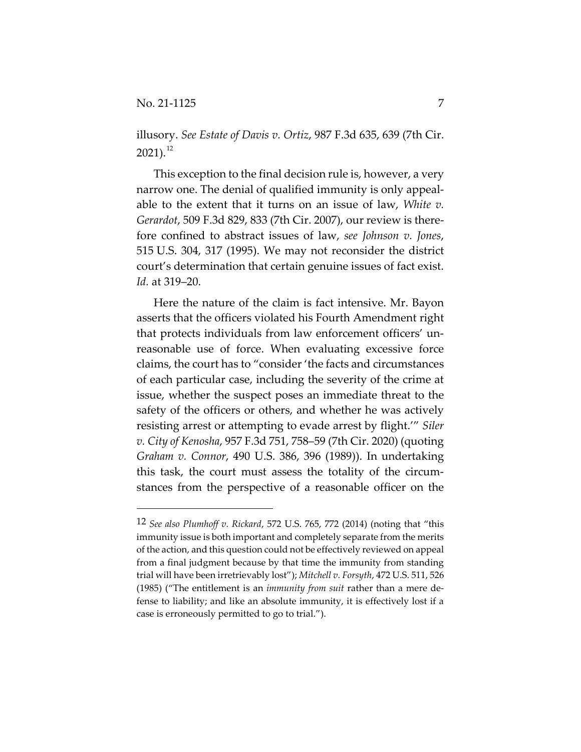illusory. *See Estate of Davis v. Ortiz*, 987 F.3d 635, 639 (7th Cir. 2021).[12]

This exception to the final decision rule is, however, a very narrow one. The denial of qualified immunity is only appealable to the extent that it turns on an issue of law, *White v. Gerardot*, 509 F.3d 829, 833 (7th Cir. 2007), our review is therefore confined to abstract issues of law, *see Johnson v. Jones*, 515 U.S. 304, 317 (1995). We may not reconsider the district court's determination that certain genuine issues of fact exist. *Id.* at 319–20.

Here the nature of the claim is fact intensive. Mr. Bayon asserts that the officers violated his Fourth Amendment right that protects individuals from law enforcement officers' unreasonable use of force. When evaluating excessive force claims, the court has to "consider 'the facts and circumstances of each particular case, including the severity of the crime at issue, whether the suspect poses an immediate threat to the safety of the officers or others, and whether he was actively resisting arrest or attempting to evade arrest by flight.'" *Siler v. City of Kenosha*, 957 F.3d 751, 758–59 (7th Cir. 2020) (quoting *Graham v. Connor*, 490 U.S. 386, 396 (1989)). In undertaking this task, the court must assess the totality of the circumstances from the perspective of a reasonable officer on the

---

[12] *See also Plumhoff v. Rickard*, 572 U.S. 765, 772 (2014) (noting that "this immunity issue is both important and completely separate from the merits of the action, and this question could not be effectively reviewed on appeal from a final judgment because by that time the immunity from standing trial will have been irretrievably lost"); *Mitchell v. Forsyth*, 472 U.S. 511, 526 (1985) ("The entitlement is an *immunity from suit* rather than a mere defense to liability; and like an absolute immunity, it is effectively lost if a case is erroneously permitted to go to trial.").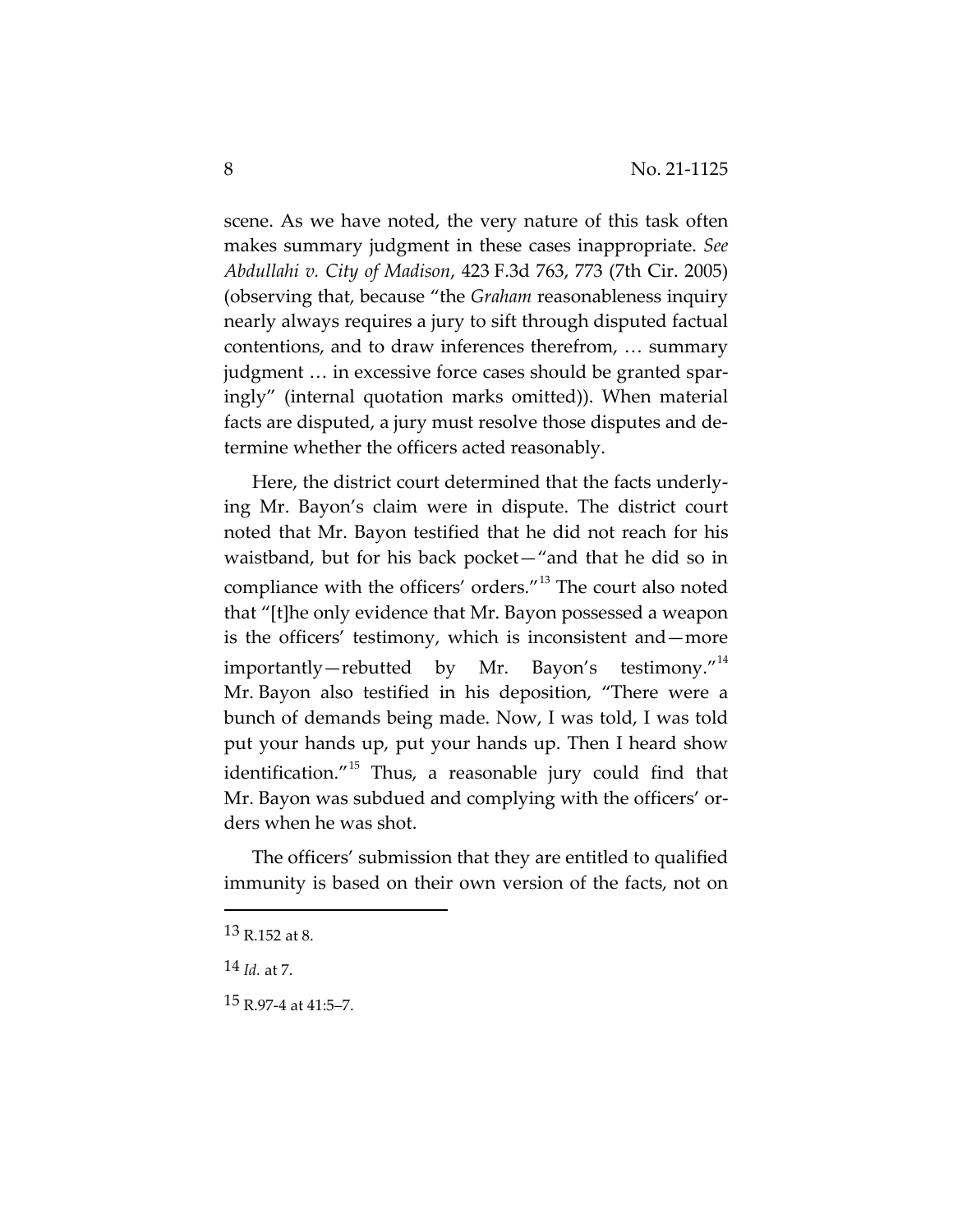scene. As we have noted, the very nature of this task often makes summary judgment in these cases inappropriate. *See Abdullahi v. City of Madison*, 423 F.3d 763, 773 (7th Cir. 2005) (observing that, because "the *Graham* reasonableness inquiry nearly always requires a jury to sift through disputed factual contentions, and to draw inferences therefrom, … summary judgment … in excessive force cases should be granted sparingly" (internal quotation marks omitted)). When material facts are disputed, a jury must resolve those disputes and determine whether the officers acted reasonably.

Here, the district court determined that the facts underlying Mr. Bayon's claim were in dispute. The district court noted that Mr. Bayon testified that he did not reach for his waistband, but for his back pocket—"and that he did so in compliance with the officers' orders."[13] The court also noted that "[t]he only evidence that Mr. Bayon possessed a weapon is the officers' testimony, which is inconsistent and—more importantly—rebutted by Mr. Bayon's testimony."[14] Mr. Bayon also testified in his deposition, "There were a bunch of demands being made. Now, I was told, I was told put your hands up, put your hands up. Then I heard show identification."[15] Thus, a reasonable jury could find that Mr. Bayon was subdued and complying with the officers' orders when he was shot.

The officers' submission that they are entitled to qualified immunity is based on their own version of the facts, not on

---

13 R.152 at 8.

14 *Id.* at 7.

15 R.97-4 at 41:5–7.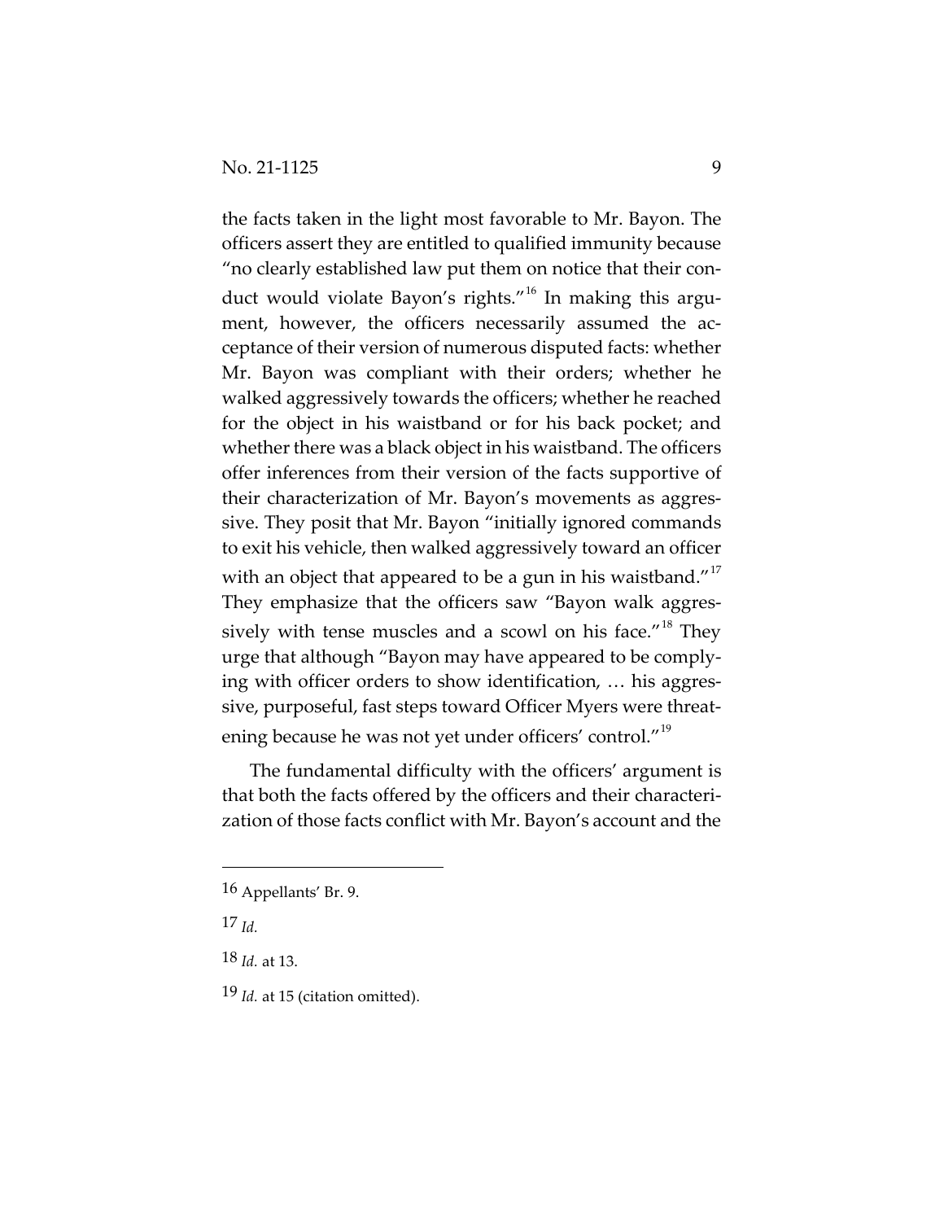the facts taken in the light most favorable to Mr. Bayon. The officers assert they are entitled to qualified immunity because "no clearly established law put them on notice that their conduct would violate Bayon's rights."[16] In making this argument, however, the officers necessarily assumed the acceptance of their version of numerous disputed facts: whether Mr. Bayon was compliant with their orders; whether he walked aggressively towards the officers; whether he reached for the object in his waistband or for his back pocket; and whether there was a black object in his waistband. The officers offer inferences from their version of the facts supportive of their characterization of Mr. Bayon's movements as aggressive. They posit that Mr. Bayon "initially ignored commands to exit his vehicle, then walked aggressively toward an officer with an object that appeared to be a gun in his waistband."[17] They emphasize that the officers saw "Bayon walk aggressively with tense muscles and a scowl on his face."[18] They urge that although "Bayon may have appeared to be complying with officer orders to show identification, … his aggressive, purposeful, fast steps toward Officer Myers were threatening because he was not yet under officers' control."[19]

The fundamental difficulty with the officers' argument is that both the facts offered by the officers and their characterization of those facts conflict with Mr. Bayon's account and the

---

16 Appellants' Br. 9.

17 *Id.*

18 *Id.* at 13.

19 *Id.* at 15 (citation omitted).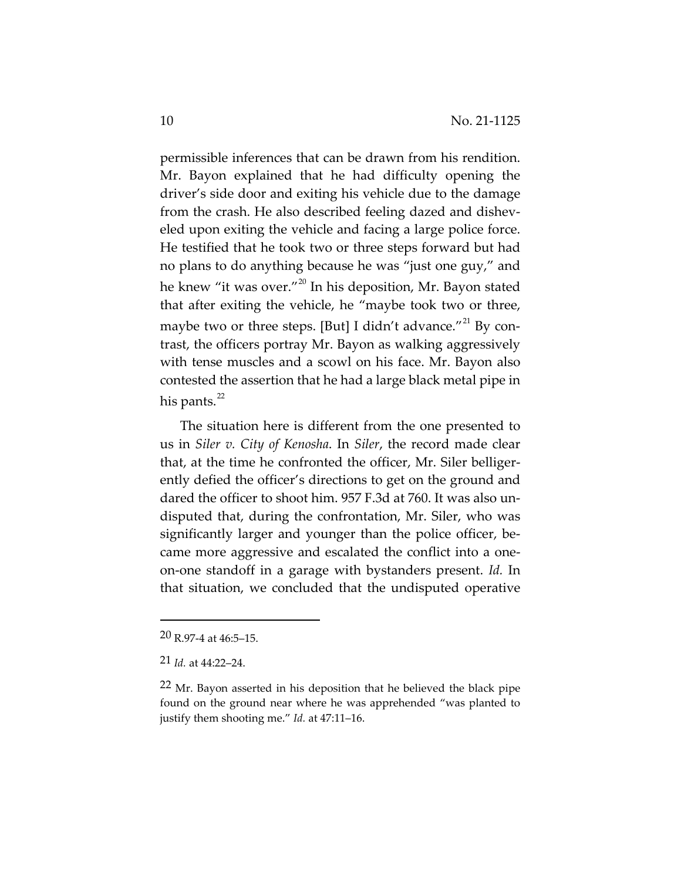permissible inferences that can be drawn from his rendition. Mr. Bayon explained that he had difficulty opening the driver's side door and exiting his vehicle due to the damage from the crash. He also described feeling dazed and disheveled upon exiting the vehicle and facing a large police force. He testified that he took two or three steps forward but had no plans to do anything because he was "just one guy," and he knew "it was over."[20] In his deposition, Mr. Bayon stated that after exiting the vehicle, he "maybe took two or three, maybe two or three steps. [But] I didn't advance."[21] By contrast, the officers portray Mr. Bayon as walking aggressively with tense muscles and a scowl on his face. Mr. Bayon also contested the assertion that he had a large black metal pipe in his pants.[22]

The situation here is different from the one presented to us in *Siler v. City of Kenosha*. In *Siler*, the record made clear that, at the time he confronted the officer, Mr. Siler belligerently defied the officer's directions to get on the ground and dared the officer to shoot him. 957 F.3d at 760. It was also undisputed that, during the confrontation, Mr. Siler, who was significantly larger and younger than the police officer, became more aggressive and escalated the conflict into a one-on-one standoff in a garage with bystanders present. *Id.* In that situation, we concluded that the undisputed operative

---

[20] R.97-4 at 46:5–15.

[21] *Id.* at 44:22–24.

[22] Mr. Bayon asserted in his deposition that he believed the black pipe found on the ground near where he was apprehended "was planted to justify them shooting me." *Id.* at 47:11–16.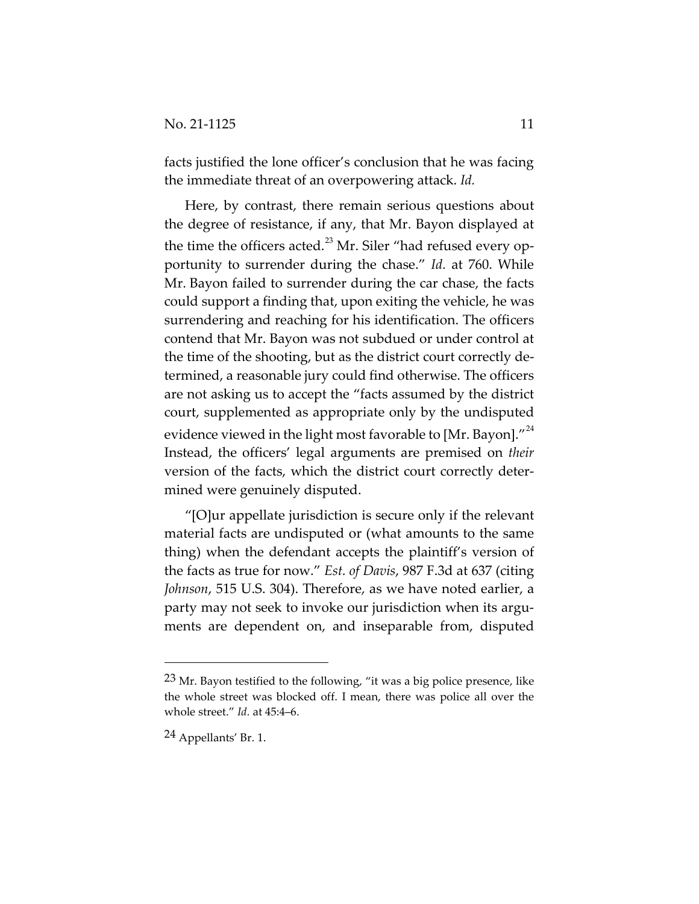facts justified the lone officer's conclusion that he was facing the immediate threat of an overpowering attack. *Id.*

Here, by contrast, there remain serious questions about the degree of resistance, if any, that Mr. Bayon displayed at the time the officers acted.[23] Mr. Siler "had refused every opportunity to surrender during the chase." *Id.* at 760. While Mr. Bayon failed to surrender during the car chase, the facts could support a finding that, upon exiting the vehicle, he was surrendering and reaching for his identification. The officers contend that Mr. Bayon was not subdued or under control at the time of the shooting, but as the district court correctly determined, a reasonable jury could find otherwise. The officers are not asking us to accept the "facts assumed by the district court, supplemented as appropriate only by the undisputed evidence viewed in the light most favorable to [Mr. Bayon]."[24] Instead, the officers' legal arguments are premised on *their* version of the facts, which the district court correctly determined were genuinely disputed.

"[O]ur appellate jurisdiction is secure only if the relevant material facts are undisputed or (what amounts to the same thing) when the defendant accepts the plaintiff's version of the facts as true for now." *Est. of Davis*, 987 F.3d at 637 (citing *Johnson*, 515 U.S. 304). Therefore, as we have noted earlier, a party may not seek to invoke our jurisdiction when its arguments are dependent on, and inseparable from, disputed

---

23 Mr. Bayon testified to the following, "it was a big police presence, like the whole street was blocked off. I mean, there was police all over the whole street." *Id.* at 45:4–6.

24 Appellants' Br. 1.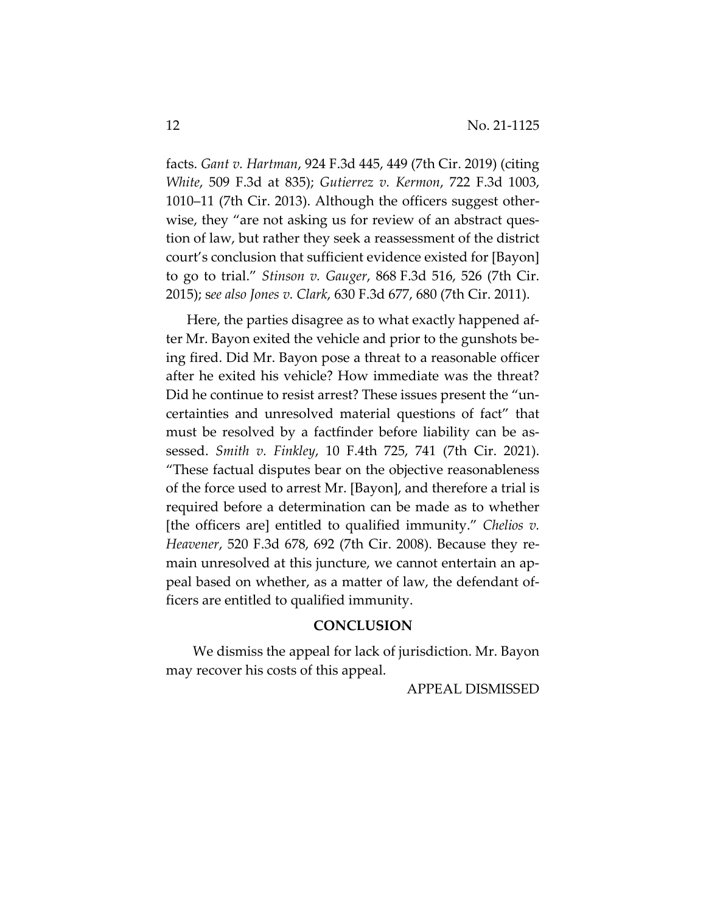facts. *Gant v. Hartman*, 924 F.3d 445, 449 (7th Cir. 2019) (citing *White*, 509 F.3d at 835); *Gutierrez v. Kermon*, 722 F.3d 1003, 1010–11 (7th Cir. 2013). Although the officers suggest otherwise, they "are not asking us for review of an abstract question of law, but rather they seek a reassessment of the district court's conclusion that sufficient evidence existed for [Bayon] to go to trial." *Stinson v. Gauger*, 868 F.3d 516, 526 (7th Cir. 2015); s*ee also Jones v. Clark*, 630 F.3d 677, 680 (7th Cir. 2011).

Here, the parties disagree as to what exactly happened after Mr. Bayon exited the vehicle and prior to the gunshots being fired. Did Mr. Bayon pose a threat to a reasonable officer after he exited his vehicle? How immediate was the threat? Did he continue to resist arrest? These issues present the "uncertainties and unresolved material questions of fact" that must be resolved by a factfinder before liability can be assessed. *Smith v. Finkley*, 10 F.4th 725, 741 (7th Cir. 2021). "These factual disputes bear on the objective reasonableness of the force used to arrest Mr. [Bayon], and therefore a trial is required before a determination can be made as to whether [the officers are] entitled to qualified immunity." *Chelios v. Heavener*, 520 F.3d 678, 692 (7th Cir. 2008). Because they remain unresolved at this juncture, we cannot entertain an appeal based on whether, as a matter of law, the defendant officers are entitled to qualified immunity.

**CONCLUSION**

We dismiss the appeal for lack of jurisdiction. Mr. Bayon may recover his costs of this appeal.

APPEAL DISMISSED